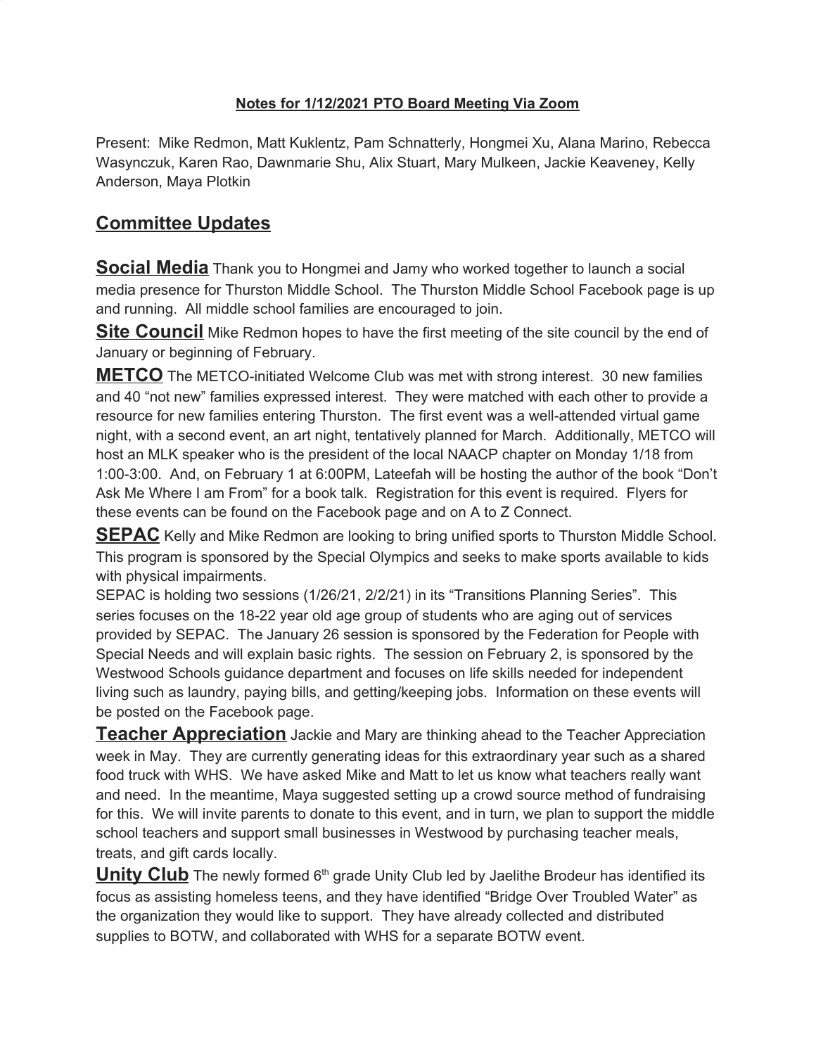**Notes for 1/12/2021 PTO Board Meeting Via Zoom**

Present: Mike Redmon, Matt Kuklentz, Pam Schnatterly, Hongmei Xu, Alana Marino, Rebecca Wasynczuk, Karen Rao, Dawnmarie Shu, Alix Stuart, Mary Mulkeen, Jackie Keaveney, Kelly Anderson, Maya Plotkin

## Committee Updates

**Social Media** Thank you to Hongmei and Jamy who worked together to launch a social media presence for Thurston Middle School. The Thurston Middle School Facebook page is up and running. All middle school families are encouraged to join.

**Site Council** Mike Redmon hopes to have the first meeting of the site council by the end of January or beginning of February.

**METCO** The METCO-initiated Welcome Club was met with strong interest. 30 new families and 40 "not new" families expressed interest. They were matched with each other to provide a resource for new families entering Thurston. The first event was a well-attended virtual game night, with a second event, an art night, tentatively planned for March. Additionally, METCO will host an MLK speaker who is the president of the local NAACP chapter on Monday 1/18 from 1:00-3:00. And, on February 1 at 6:00PM, Lateefah will be hosting the author of the book "Don't Ask Me Where I am From" for a book talk. Registration for this event is required. Flyers for these events can be found on the Facebook page and on A to Z Connect.

**SEPAC** Kelly and Mike Redmon are looking to bring unified sports to Thurston Middle School. This program is sponsored by the Special Olympics and seeks to make sports available to kids with physical impairments.

SEPAC is holding two sessions (1/26/21, 2/2/21) in its "Transitions Planning Series". This series focuses on the 18-22 year old age group of students who are aging out of services provided by SEPAC. The January 26 session is sponsored by the Federation for People with Special Needs and will explain basic rights. The session on February 2, is sponsored by the Westwood Schools guidance department and focuses on life skills needed for independent living such as laundry, paying bills, and getting/keeping jobs. Information on these events will be posted on the Facebook page.

**Teacher Appreciation** Jackie and Mary are thinking ahead to the Teacher Appreciation week in May. They are currently generating ideas for this extraordinary year such as a shared food truck with WHS. We have asked Mike and Matt to let us know what teachers really want and need. In the meantime, Maya suggested setting up a crowd source method of fundraising for this. We will invite parents to donate to this event, and in turn, we plan to support the middle school teachers and support small businesses in Westwood by purchasing teacher meals, treats, and gift cards locally.

**Unity Club** The newly formed 6th grade Unity Club led by Jaelithe Brodeur has identified its focus as assisting homeless teens, and they have identified "Bridge Over Troubled Water" as the organization they would like to support. They have already collected and distributed supplies to BOTW, and collaborated with WHS for a separate BOTW event.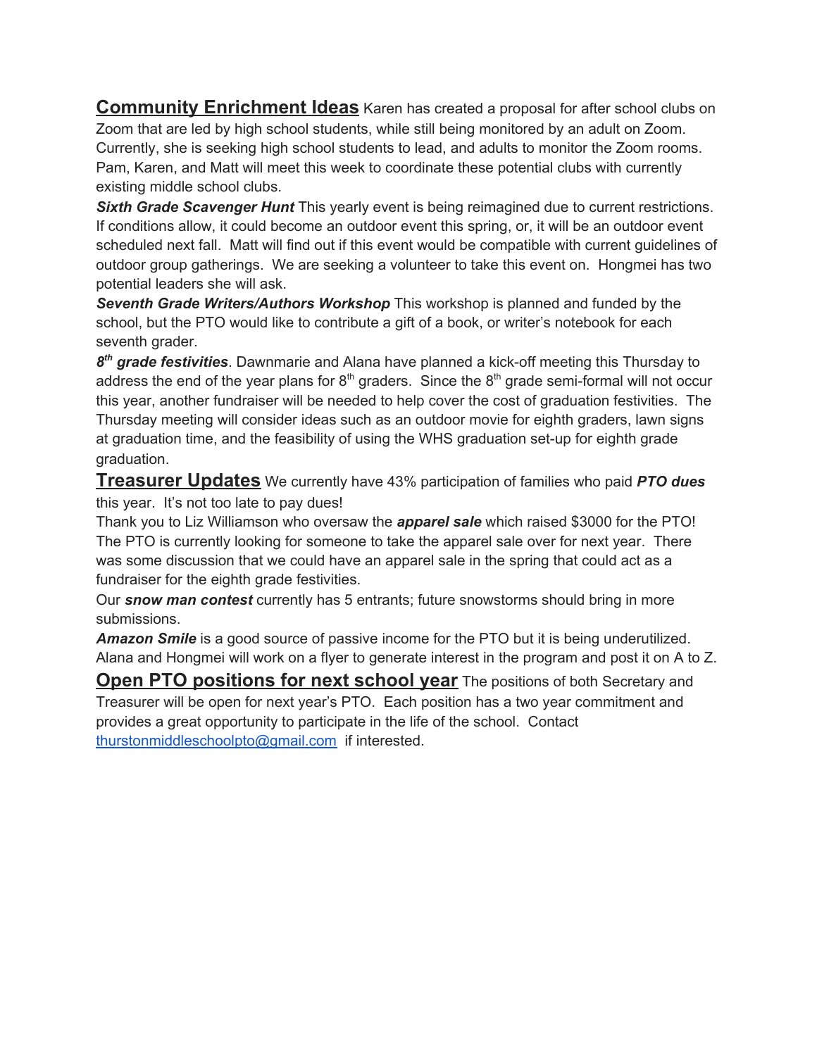**Community Enrichment Ideas** Karen has created a proposal for after school clubs on Zoom that are led by high school students, while still being monitored by an adult on Zoom. Currently, she is seeking high school students to lead, and adults to monitor the Zoom rooms. Pam, Karen, and Matt will meet this week to coordinate these potential clubs with currently existing middle school clubs.

***Sixth Grade Scavenger Hunt*** This yearly event is being reimagined due to current restrictions. If conditions allow, it could become an outdoor event this spring, or, it will be an outdoor event scheduled next fall. Matt will find out if this event would be compatible with current guidelines of outdoor group gatherings. We are seeking a volunteer to take this event on. Hongmei has two potential leaders she will ask.

***Seventh Grade Writers/Authors Workshop*** This workshop is planned and funded by the school, but the PTO would like to contribute a gift of a book, or writer's notebook for each seventh grader.

***8th grade festivities***. Dawnmarie and Alana have planned a kick-off meeting this Thursday to address the end of the year plans for 8th graders. Since the 8th grade semi-formal will not occur this year, another fundraiser will be needed to help cover the cost of graduation festivities. The Thursday meeting will consider ideas such as an outdoor movie for eighth graders, lawn signs at graduation time, and the feasibility of using the WHS graduation set-up for eighth grade graduation.

**Treasurer Updates** We currently have 43% participation of families who paid ***PTO dues*** this year. It's not too late to pay dues!

Thank you to Liz Williamson who oversaw the ***apparel sale*** which raised $3000 for the PTO! The PTO is currently looking for someone to take the apparel sale over for next year. There was some discussion that we could have an apparel sale in the spring that could act as a fundraiser for the eighth grade festivities.

Our ***snow man contest*** currently has 5 entrants; future snowstorms should bring in more submissions.

***Amazon Smile*** is a good source of passive income for the PTO but it is being underutilized. Alana and Hongmei will work on a flyer to generate interest in the program and post it on A to Z.

**Open PTO positions for next school year** The positions of both Secretary and Treasurer will be open for next year's PTO. Each position has a two year commitment and provides a great opportunity to participate in the life of the school. Contact thurstonmiddleschoolpto@gmail.com if interested.